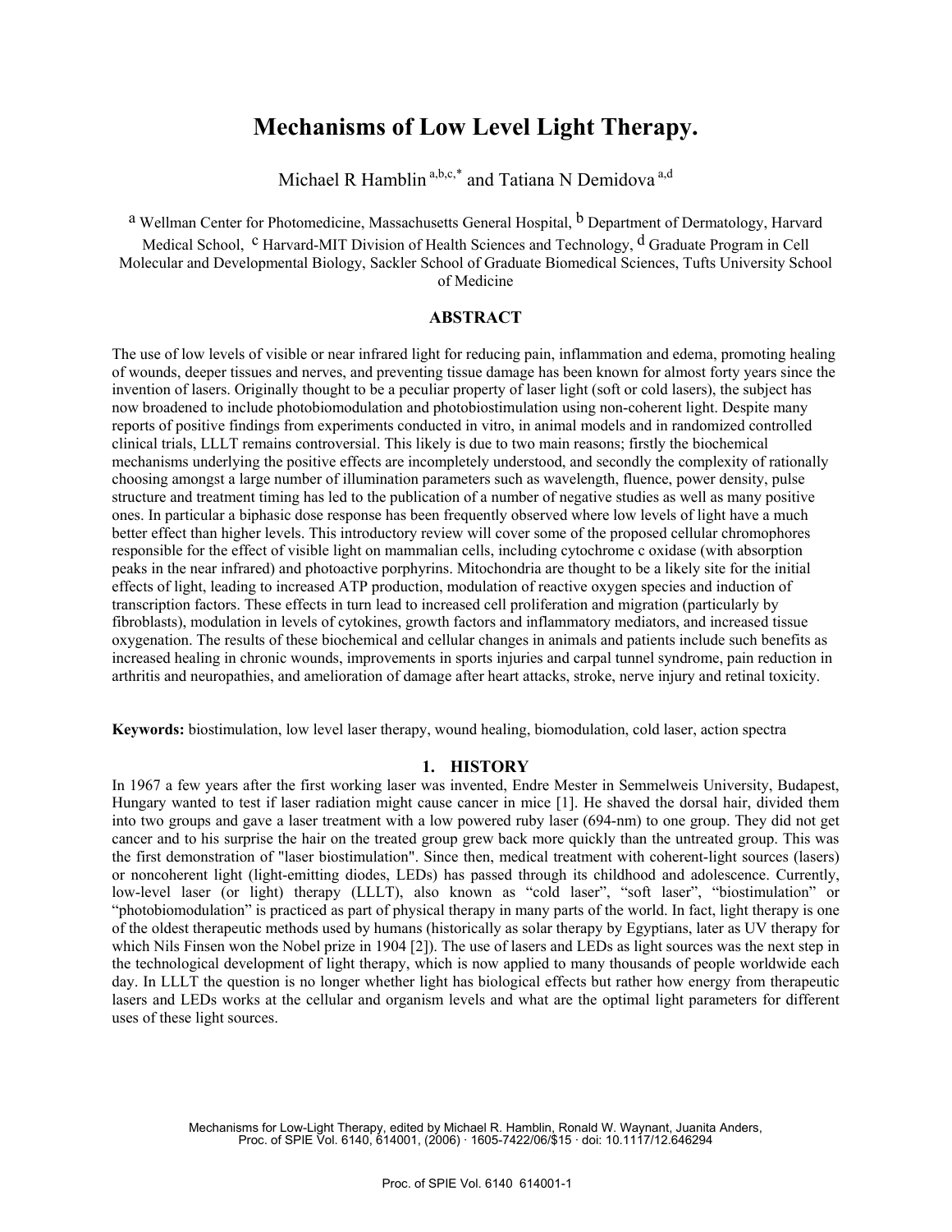# Mechanisms of Low Level Light Therapy.

Michael R Hamblin [a,b,c,*] and Tatiana N Demidova [a,d]

[a] Wellman Center for Photomedicine, Massachusetts General Hospital, [b] Department of Dermatology, Harvard Medical School, [c] Harvard-MIT Division of Health Sciences and Technology, [d] Graduate Program in Cell Molecular and Developmental Biology, Sackler School of Graduate Biomedical Sciences, Tufts University School of Medicine

## ABSTRACT

The use of low levels of visible or near infrared light for reducing pain, inflammation and edema, promoting healing of wounds, deeper tissues and nerves, and preventing tissue damage has been known for almost forty years since the invention of lasers. Originally thought to be a peculiar property of laser light (soft or cold lasers), the subject has now broadened to include photobiomodulation and photobiostimulation using non-coherent light. Despite many reports of positive findings from experiments conducted in vitro, in animal models and in randomized controlled clinical trials, LLLT remains controversial. This likely is due to two main reasons; firstly the biochemical mechanisms underlying the positive effects are incompletely understood, and secondly the complexity of rationally choosing amongst a large number of illumination parameters such as wavelength, fluence, power density, pulse structure and treatment timing has led to the publication of a number of negative studies as well as many positive ones. In particular a biphasic dose response has been frequently observed where low levels of light have a much better effect than higher levels. This introductory review will cover some of the proposed cellular chromophores responsible for the effect of visible light on mammalian cells, including cytochrome c oxidase (with absorption peaks in the near infrared) and photoactive porphyrins. Mitochondria are thought to be a likely site for the initial effects of light, leading to increased ATP production, modulation of reactive oxygen species and induction of transcription factors. These effects in turn lead to increased cell proliferation and migration (particularly by fibroblasts), modulation in levels of cytokines, growth factors and inflammatory mediators, and increased tissue oxygenation. The results of these biochemical and cellular changes in animals and patients include such benefits as increased healing in chronic wounds, improvements in sports injuries and carpal tunnel syndrome, pain reduction in arthritis and neuropathies, and amelioration of damage after heart attacks, stroke, nerve injury and retinal toxicity.

**Keywords:** biostimulation, low level laser therapy, wound healing, biomodulation, cold laser, action spectra

## 1. HISTORY

In 1967 a few years after the first working laser was invented, Endre Mester in Semmelweis University, Budapest, Hungary wanted to test if laser radiation might cause cancer in mice [1]. He shaved the dorsal hair, divided them into two groups and gave a laser treatment with a low powered ruby laser (694-nm) to one group. They did not get cancer and to his surprise the hair on the treated group grew back more quickly than the untreated group. This was the first demonstration of "laser biostimulation". Since then, medical treatment with coherent-light sources (lasers) or noncoherent light (light-emitting diodes, LEDs) has passed through its childhood and adolescence. Currently, low-level laser (or light) therapy (LLLT), also known as "cold laser", "soft laser", "biostimulation" or "photobiomodulation" is practiced as part of physical therapy in many parts of the world. In fact, light therapy is one of the oldest therapeutic methods used by humans (historically as solar therapy by Egyptians, later as UV therapy for which Nils Finsen won the Nobel prize in 1904 [2]). The use of lasers and LEDs as light sources was the next step in the technological development of light therapy, which is now applied to many thousands of people worldwide each day. In LLLT the question is no longer whether light has biological effects but rather how energy from therapeutic lasers and LEDs works at the cellular and organism levels and what are the optimal light parameters for different uses of these light sources.

Mechanisms for Low-Light Therapy, edited by Michael R. Hamblin, Ronald W. Waynant, Juanita Anders, Proc. of SPIE Vol. 6140, 614001, (2006) · 1605-7422/06/$15 · doi: 10.1117/12.646294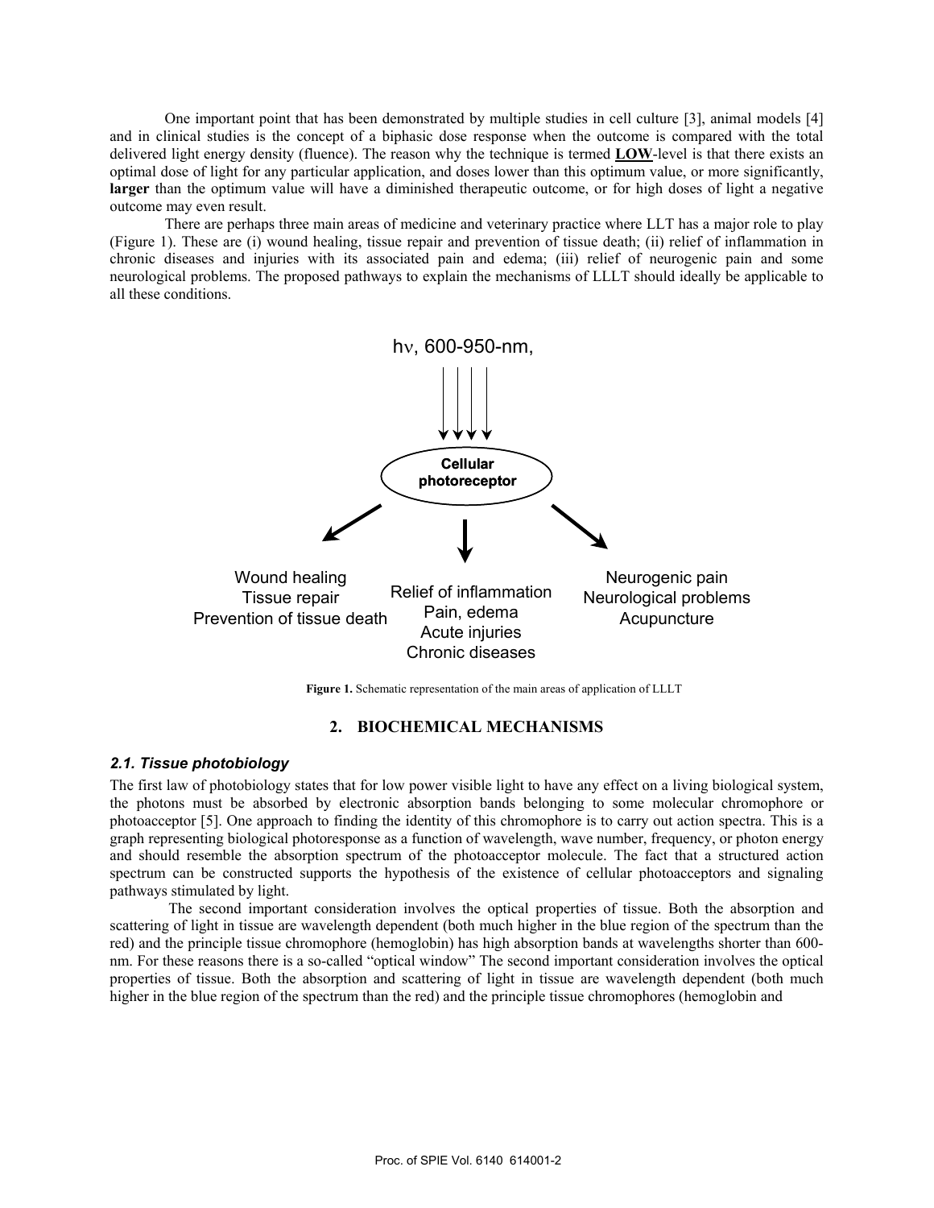One important point that has been demonstrated by multiple studies in cell culture [3], animal models [4] and in clinical studies is the concept of a biphasic dose response when the outcome is compared with the total delivered light energy density (fluence). The reason why the technique is termed **LOW**-level is that there exists an optimal dose of light for any particular application, and doses lower than this optimum value, or more significantly, **larger** than the optimum value will have a diminished therapeutic outcome, or for high doses of light a negative outcome may even result.

There are perhaps three main areas of medicine and veterinary practice where LLT has a major role to play (Figure 1). These are (i) wound healing, tissue repair and prevention of tissue death; (ii) relief of inflammation in chronic diseases and injuries with its associated pain and edema; (iii) relief of neurogenic pain and some neurological problems. The proposed pathways to explain the mechanisms of LLLT should ideally be applicable to all these conditions.

hν, 600-950-nm,

Cellular photoreceptor

Wound healing
Tissue repair
Prevention of tissue death

Relief of inflammation
Pain, edema
Acute injuries
Chronic diseases

Neurogenic pain
Neurological problems
Acupuncture

**Figure 1.** Schematic representation of the main areas of application of LLLT

## 2. BIOCHEMICAL MECHANISMS

### *2.1. Tissue photobiology*

The first law of photobiology states that for low power visible light to have any effect on a living biological system, the photons must be absorbed by electronic absorption bands belonging to some molecular chromophore or photoacceptor [5]. One approach to finding the identity of this chromophore is to carry out action spectra. This is a graph representing biological photoresponse as a function of wavelength, wave number, frequency, or photon energy and should resemble the absorption spectrum of the photoacceptor molecule. The fact that a structured action spectrum can be constructed supports the hypothesis of the existence of cellular photoacceptors and signaling pathways stimulated by light.

The second important consideration involves the optical properties of tissue. Both the absorption and scattering of light in tissue are wavelength dependent (both much higher in the blue region of the spectrum than the red) and the principle tissue chromophore (hemoglobin) has high absorption bands at wavelengths shorter than 600-nm. For these reasons there is a so-called "optical window" The second important consideration involves the optical properties of tissue. Both the absorption and scattering of light in tissue are wavelength dependent (both much higher in the blue region of the spectrum than the red) and the principle tissue chromophores (hemoglobin and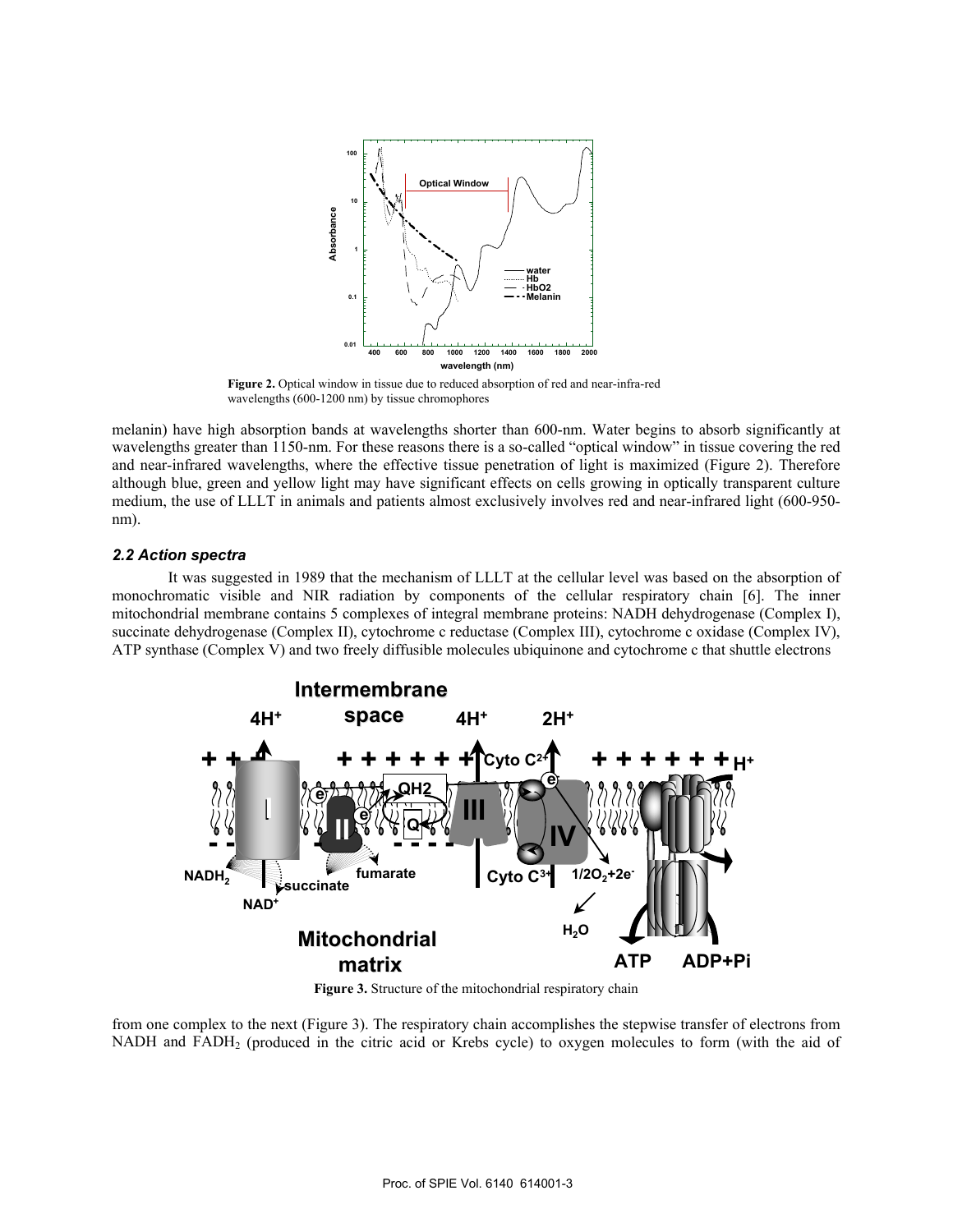**Figure 2.** Optical window in tissue due to reduced absorption of red and near-infra-red wavelengths (600-1200 nm) by tissue chromophores

melanin) have high absorption bands at wavelengths shorter than 600-nm. Water begins to absorb significantly at wavelengths greater than 1150-nm. For these reasons there is a so-called "optical window" in tissue covering the red and near-infrared wavelengths, where the effective tissue penetration of light is maximized (Figure 2). Therefore although blue, green and yellow light may have significant effects on cells growing in optically transparent culture medium, the use of LLLT in animals and patients almost exclusively involves red and near-infrared light (600-950-nm).

### *2.2 Action spectra*

It was suggested in 1989 that the mechanism of LLLT at the cellular level was based on the absorption of monochromatic visible and NIR radiation by components of the cellular respiratory chain [6]. The inner mitochondrial membrane contains 5 complexes of integral membrane proteins: NADH dehydrogenase (Complex I), succinate dehydrogenase (Complex II), cytochrome c reductase (Complex III), cytochrome c oxidase (Complex IV), ATP synthase (Complex V) and two freely diffusible molecules ubiquinone and cytochrome c that shuttle electrons

**Figure 3.** Structure of the mitochondrial respiratory chain

from one complex to the next (Figure 3). The respiratory chain accomplishes the stepwise transfer of electrons from NADH and $FADH_2$ (produced in the citric acid or Krebs cycle) to oxygen molecules to form (with the aid of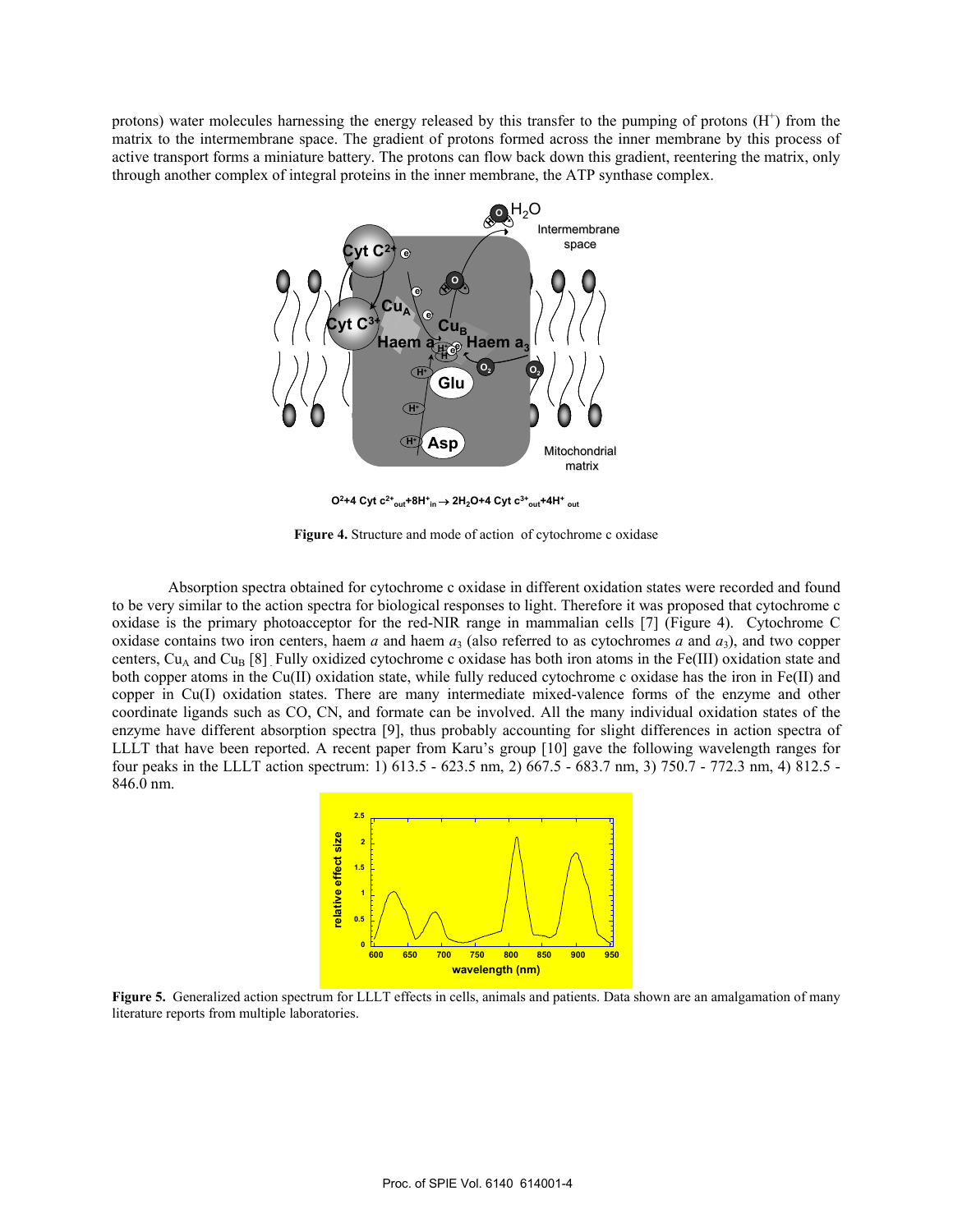protons) water molecules harnessing the energy released by this transfer to the pumping of protons ($H^+$) from the matrix to the intermembrane space. The gradient of protons formed across the inner membrane by this process of active transport forms a miniature battery. The protons can flow back down this gradient, reentering the matrix, only through another complex of integral proteins in the inner membrane, the ATP synthase complex.

$$O^2 + 4\ Cyt\ c^{2+}_{out} + 8H^+_{in} \rightarrow 2H_2O + 4\ Cyt\ c^{3+}_{out} + 4H^+_{out}$$

**Figure 4.** Structure and mode of action of cytochrome c oxidase

Absorption spectra obtained for cytochrome c oxidase in different oxidation states were recorded and found to be very similar to the action spectra for biological responses to light. Therefore it was proposed that cytochrome c oxidase is the primary photoacceptor for the red-NIR range in mammalian cells [7] (Figure 4). Cytochrome C oxidase contains two iron centers, haem *a* and haem $a_3$ (also referred to as cytochromes *a* and $a_3$), and two copper centers, $Cu_A$ and $Cu_B$ [8]. Fully oxidized cytochrome c oxidase has both iron atoms in the Fe(III) oxidation state and both copper atoms in the Cu(II) oxidation state, while fully reduced cytochrome c oxidase has the iron in Fe(II) and copper in Cu(I) oxidation states. There are many intermediate mixed-valence forms of the enzyme and other coordinate ligands such as CO, CN, and formate can be involved. All the many individual oxidation states of the enzyme have different absorption spectra [9], thus probably accounting for slight differences in action spectra of LLLT that have been reported. A recent paper from Karu's group [10] gave the following wavelength ranges for four peaks in the LLLT action spectrum: 1) 613.5 - 623.5 nm, 2) 667.5 - 683.7 nm, 3) 750.7 - 772.3 nm, 4) 812.5 - 846.0 nm.

**Figure 5.** Generalized action spectrum for LLLT effects in cells, animals and patients. Data shown are an amalgamation of many literature reports from multiple laboratories.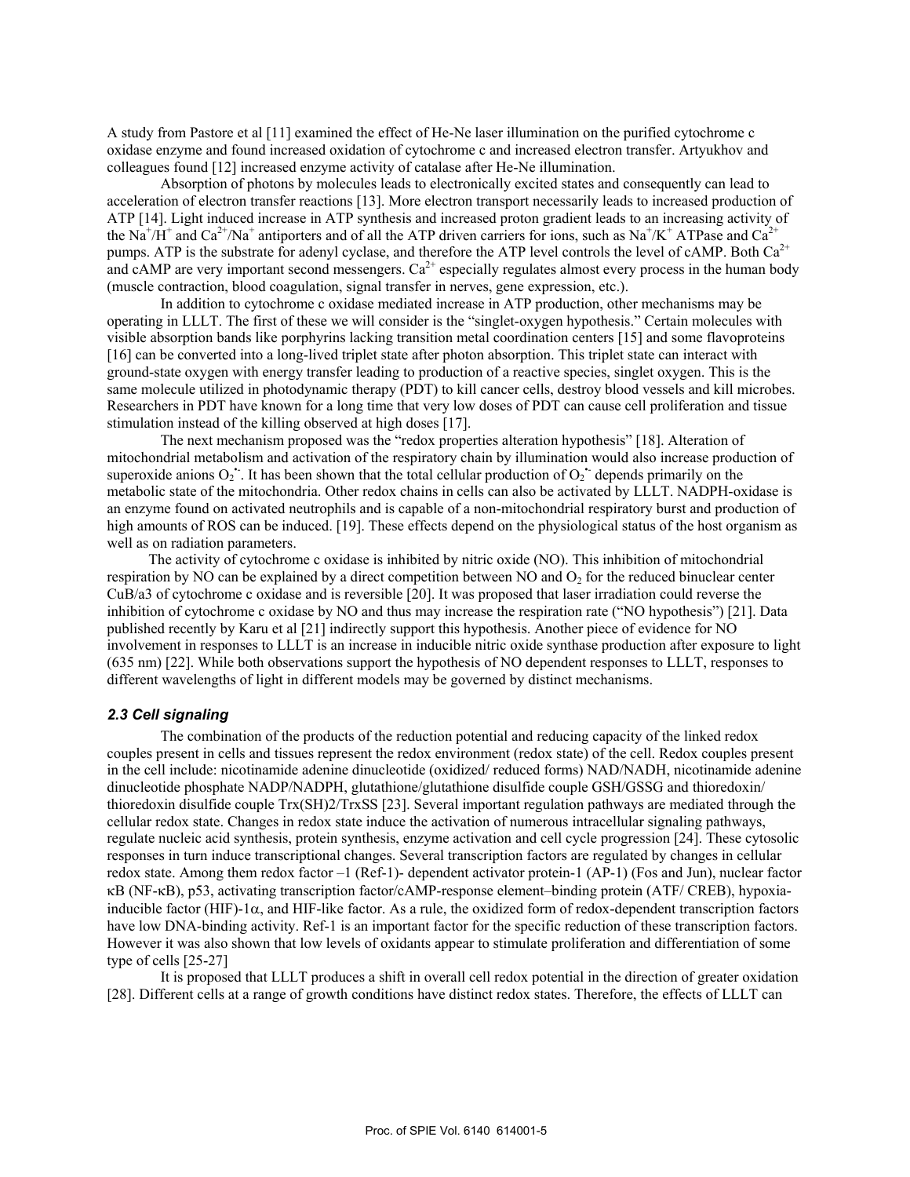A study from Pastore et al [11] examined the effect of He-Ne laser illumination on the purified cytochrome c oxidase enzyme and found increased oxidation of cytochrome c and increased electron transfer. Artyukhov and colleagues found [12] increased enzyme activity of catalase after He-Ne illumination.

Absorption of photons by molecules leads to electronically excited states and consequently can lead to acceleration of electron transfer reactions [13]. More electron transport necessarily leads to increased production of ATP [14]. Light induced increase in ATP synthesis and increased proton gradient leads to an increasing activity of the $Na^+/H^+$ and $Ca^{2+}/Na^+$ antiporters and of all the ATP driven carriers for ions, such as $Na^+/K^+$ ATPase and $Ca^{2+}$ pumps. ATP is the substrate for adenyl cyclase, and therefore the ATP level controls the level of cAMP. Both $Ca^{2+}$ and cAMP are very important second messengers. $Ca^{2+}$ especially regulates almost every process in the human body (muscle contraction, blood coagulation, signal transfer in nerves, gene expression, etc.).

In addition to cytochrome c oxidase mediated increase in ATP production, other mechanisms may be operating in LLLT. The first of these we will consider is the "singlet-oxygen hypothesis." Certain molecules with visible absorption bands like porphyrins lacking transition metal coordination centers [15] and some flavoproteins [16] can be converted into a long-lived triplet state after photon absorption. This triplet state can interact with ground-state oxygen with energy transfer leading to production of a reactive species, singlet oxygen. This is the same molecule utilized in photodynamic therapy (PDT) to kill cancer cells, destroy blood vessels and kill microbes. Researchers in PDT have known for a long time that very low doses of PDT can cause cell proliferation and tissue stimulation instead of the killing observed at high doses [17].

The next mechanism proposed was the "redox properties alteration hypothesis" [18]. Alteration of mitochondrial metabolism and activation of the respiratory chain by illumination would also increase production of superoxide anions $O_2^{\bullet -}$. It has been shown that the total cellular production of $O_2^{\bullet -}$ depends primarily on the metabolic state of the mitochondria. Other redox chains in cells can also be activated by LLLT. NADPH-oxidase is an enzyme found on activated neutrophils and is capable of a non-mitochondrial respiratory burst and production of high amounts of ROS can be induced. [19]. These effects depend on the physiological status of the host organism as well as on radiation parameters.

The activity of cytochrome c oxidase is inhibited by nitric oxide (NO). This inhibition of mitochondrial respiration by NO can be explained by a direct competition between NO and $O_2$ for the reduced binuclear center CuB/a3 of cytochrome c oxidase and is reversible [20]. It was proposed that laser irradiation could reverse the inhibition of cytochrome c oxidase by NO and thus may increase the respiration rate ("NO hypothesis") [21]. Data published recently by Karu et al [21] indirectly support this hypothesis. Another piece of evidence for NO involvement in responses to LLLT is an increase in inducible nitric oxide synthase production after exposure to light (635 nm) [22]. While both observations support the hypothesis of NO dependent responses to LLLT, responses to different wavelengths of light in different models may be governed by distinct mechanisms.

### *2.3 Cell signaling*

The combination of the products of the reduction potential and reducing capacity of the linked redox couples present in cells and tissues represent the redox environment (redox state) of the cell. Redox couples present in the cell include: nicotinamide adenine dinucleotide (oxidized/ reduced forms) NAD/NADH, nicotinamide adenine dinucleotide phosphate NADP/NADPH, glutathione/glutathione disulfide couple GSH/GSSG and thioredoxin/ thioredoxin disulfide couple Trx(SH)2/TrxSS [23]. Several important regulation pathways are mediated through the cellular redox state. Changes in redox state induce the activation of numerous intracellular signaling pathways, regulate nucleic acid synthesis, protein synthesis, enzyme activation and cell cycle progression [24]. These cytosolic responses in turn induce transcriptional changes. Several transcription factors are regulated by changes in cellular redox state. Among them redox factor –1 (Ref-1)- dependent activator protein-1 (AP-1) (Fos and Jun), nuclear factor κB (NF-κB), p53, activating transcription factor/cAMP-response element–binding protein (ATF/ CREB), hypoxia-inducible factor (HIF)-1$\alpha$, and HIF-like factor. As a rule, the oxidized form of redox-dependent transcription factors have low DNA-binding activity. Ref-1 is an important factor for the specific reduction of these transcription factors. However it was also shown that low levels of oxidants appear to stimulate proliferation and differentiation of some type of cells [25-27]

It is proposed that LLLT produces a shift in overall cell redox potential in the direction of greater oxidation [28]. Different cells at a range of growth conditions have distinct redox states. Therefore, the effects of LLLT can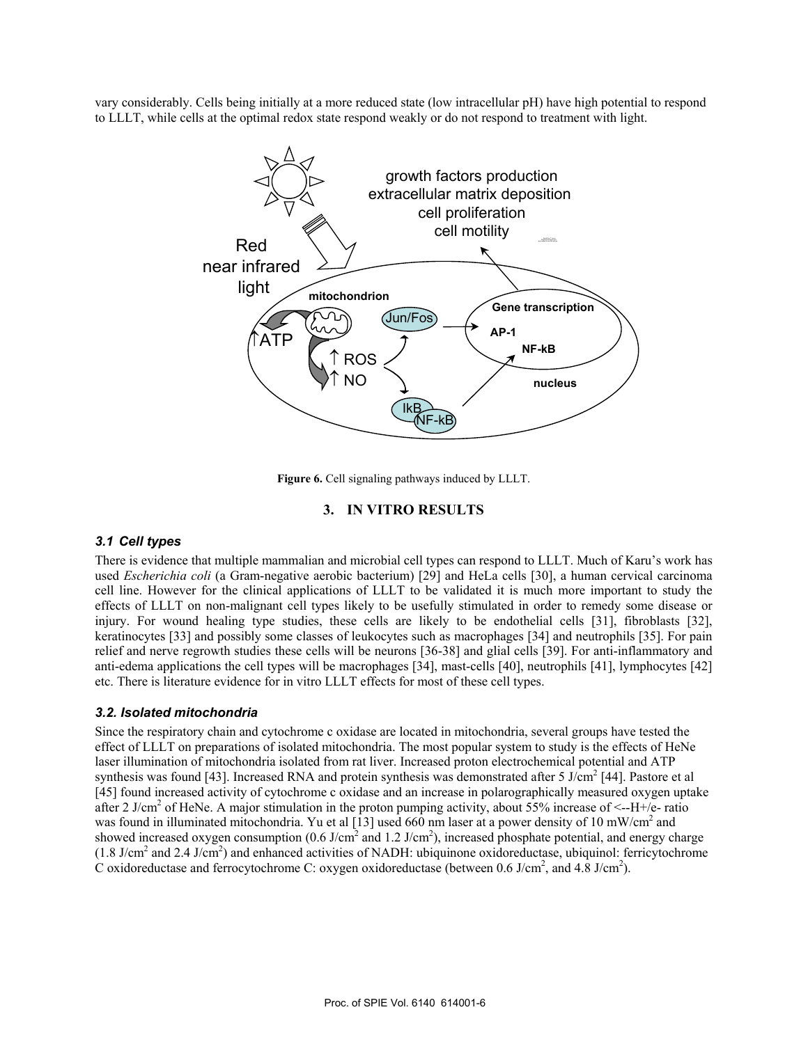vary considerably. Cells being initially at a more reduced state (low intracellular pH) have high potential to respond to LLLT, while cells at the optimal redox state respond weakly or do not respond to treatment with light.

**Figure 6.** Cell signaling pathways induced by LLLT.

## 3. IN VITRO RESULTS

### *3.1 Cell types*

There is evidence that multiple mammalian and microbial cell types can respond to LLLT. Much of Karu's work has used *Escherichia coli* (a Gram-negative aerobic bacterium) [29] and HeLa cells [30], a human cervical carcinoma cell line. However for the clinical applications of LLLT to be validated it is much more important to study the effects of LLLT on non-malignant cell types likely to be usefully stimulated in order to remedy some disease or injury. For wound healing type studies, these cells are likely to be endothelial cells [31], fibroblasts [32], keratinocytes [33] and possibly some classes of leukocytes such as macrophages [34] and neutrophils [35]. For pain relief and nerve regrowth studies these cells will be neurons [36-38] and glial cells [39]. For anti-inflammatory and anti-edema applications the cell types will be macrophages [34], mast-cells [40], neutrophils [41], lymphocytes [42] etc. There is literature evidence for in vitro LLLT effects for most of these cell types.

### *3.2. Isolated mitochondria*

Since the respiratory chain and cytochrome c oxidase are located in mitochondria, several groups have tested the effect of LLLT on preparations of isolated mitochondria. The most popular system to study is the effects of HeNe laser illumination of mitochondria isolated from rat liver. Increased proton electrochemical potential and ATP synthesis was found [43]. Increased RNA and protein synthesis was demonstrated after 5 $J/cm^2$ [44]. Pastore et al [45] found increased activity of cytochrome c oxidase and an increase in polarographically measured oxygen uptake after 2 $J/cm^2$ of HeNe. A major stimulation in the proton pumping activity, about 55% increase of <--H+/e- ratio was found in illuminated mitochondria. Yu et al [13] used 660 nm laser at a power density of 10 $mW/cm^2$ and showed increased oxygen consumption (0.6 $J/cm^2$ and 1.2 $J/cm^2$), increased phosphate potential, and energy charge (1.8 $J/cm^2$ and 2.4 $J/cm^2$) and enhanced activities of NADH: ubiquinone oxidoreductase, ubiquinol: ferricytochrome C oxidoreductase and ferrocytochrome C: oxygen oxidoreductase (between 0.6 $J/cm^2$, and 4.8 $J/cm^2$).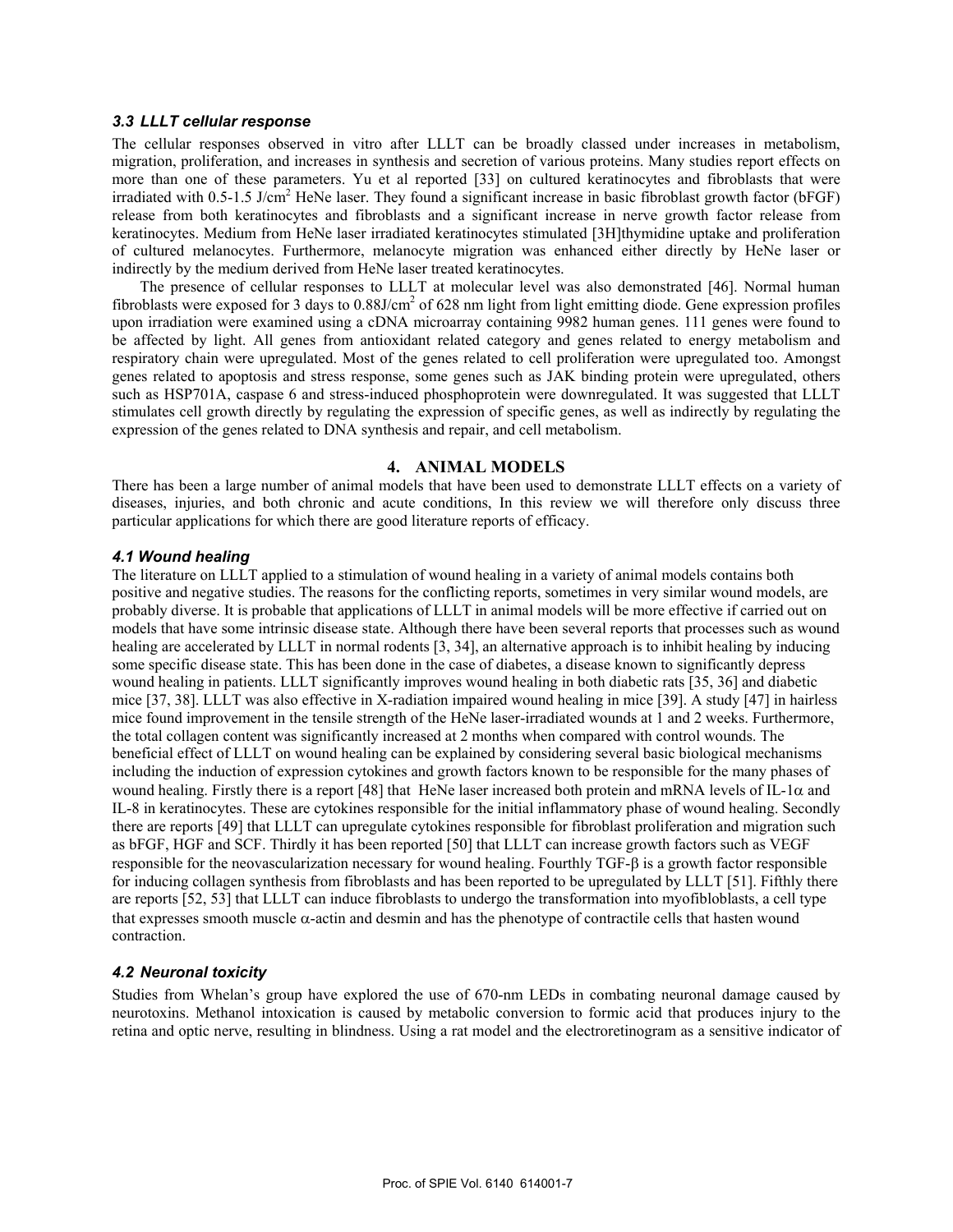### *3.3 LLLT cellular response*

The cellular responses observed in vitro after LLLT can be broadly classed under increases in metabolism, migration, proliferation, and increases in synthesis and secretion of various proteins. Many studies report effects on more than one of these parameters. Yu et al reported [33] on cultured keratinocytes and fibroblasts that were irradiated with 0.5-1.5 J/cm$^2$ HeNe laser. They found a significant increase in basic fibroblast growth factor (bFGF) release from both keratinocytes and fibroblasts and a significant increase in nerve growth factor release from keratinocytes. Medium from HeNe laser irradiated keratinocytes stimulated [3H]thymidine uptake and proliferation of cultured melanocytes. Furthermore, melanocyte migration was enhanced either directly by HeNe laser or indirectly by the medium derived from HeNe laser treated keratinocytes.

The presence of cellular responses to LLLT at molecular level was also demonstrated [46]. Normal human fibroblasts were exposed for 3 days to 0.88J/cm$^2$ of 628 nm light from light emitting diode. Gene expression profiles upon irradiation were examined using a cDNA microarray containing 9982 human genes. 111 genes were found to be affected by light. All genes from antioxidant related category and genes related to energy metabolism and respiratory chain were upregulated. Most of the genes related to cell proliferation were upregulated too. Amongst genes related to apoptosis and stress response, some genes such as JAK binding protein were upregulated, others such as HSP701A, caspase 6 and stress-induced phosphoprotein were downregulated. It was suggested that LLLT stimulates cell growth directly by regulating the expression of specific genes, as well as indirectly by regulating the expression of the genes related to DNA synthesis and repair, and cell metabolism.

## 4. ANIMAL MODELS

There has been a large number of animal models that have been used to demonstrate LLLT effects on a variety of diseases, injuries, and both chronic and acute conditions, In this review we will therefore only discuss three particular applications for which there are good literature reports of efficacy.

### *4.1 Wound healing*

The literature on LLLT applied to a stimulation of wound healing in a variety of animal models contains both positive and negative studies. The reasons for the conflicting reports, sometimes in very similar wound models, are probably diverse. It is probable that applications of LLLT in animal models will be more effective if carried out on models that have some intrinsic disease state. Although there have been several reports that processes such as wound healing are accelerated by LLLT in normal rodents [3, 34], an alternative approach is to inhibit healing by inducing some specific disease state. This has been done in the case of diabetes, a disease known to significantly depress wound healing in patients. LLLT significantly improves wound healing in both diabetic rats [35, 36] and diabetic mice [37, 38]. LLLT was also effective in X-radiation impaired wound healing in mice [39]. A study [47] in hairless mice found improvement in the tensile strength of the HeNe laser-irradiated wounds at 1 and 2 weeks. Furthermore, the total collagen content was significantly increased at 2 months when compared with control wounds. The beneficial effect of LLLT on wound healing can be explained by considering several basic biological mechanisms including the induction of expression cytokines and growth factors known to be responsible for the many phases of wound healing. Firstly there is a report [48] that HeNe laser increased both protein and mRNA levels of IL-1$\alpha$ and IL-8 in keratinocytes. These are cytokines responsible for the initial inflammatory phase of wound healing. Secondly there are reports [49] that LLLT can upregulate cytokines responsible for fibroblast proliferation and migration such as bFGF, HGF and SCF. Thirdly it has been reported [50] that LLLT can increase growth factors such as VEGF responsible for the neovascularization necessary for wound healing. Fourthly TGF-$\beta$ is a growth factor responsible for inducing collagen synthesis from fibroblasts and has been reported to be upregulated by LLLT [51]. Fifthly there are reports [52, 53] that LLLT can induce fibroblasts to undergo the transformation into myofibloblasts, a cell type that expresses smooth muscle $\alpha$-actin and desmin and has the phenotype of contractile cells that hasten wound contraction.

### *4.2 Neuronal toxicity*

Studies from Whelan's group have explored the use of 670-nm LEDs in combating neuronal damage caused by neurotoxins. Methanol intoxication is caused by metabolic conversion to formic acid that produces injury to the retina and optic nerve, resulting in blindness. Using a rat model and the electroretinogram as a sensitive indicator of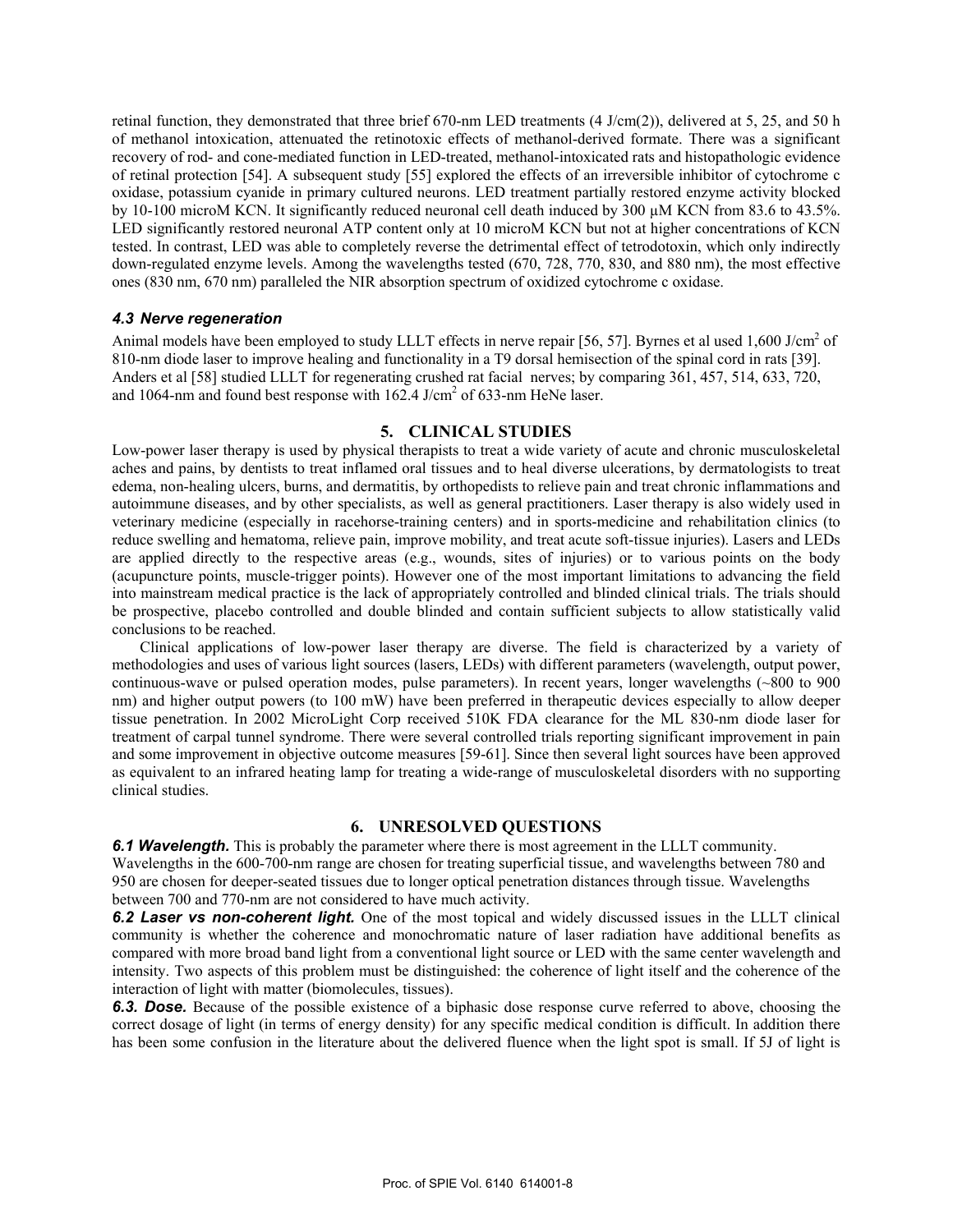retinal function, they demonstrated that three brief 670-nm LED treatments (4 J/cm(2)), delivered at 5, 25, and 50 h of methanol intoxication, attenuated the retinotoxic effects of methanol-derived formate. There was a significant recovery of rod- and cone-mediated function in LED-treated, methanol-intoxicated rats and histopathologic evidence of retinal protection [54]. A subsequent study [55] explored the effects of an irreversible inhibitor of cytochrome c oxidase, potassium cyanide in primary cultured neurons. LED treatment partially restored enzyme activity blocked by 10-100 microM KCN. It significantly reduced neuronal cell death induced by 300 μM KCN from 83.6 to 43.5%. LED significantly restored neuronal ATP content only at 10 microM KCN but not at higher concentrations of KCN tested. In contrast, LED was able to completely reverse the detrimental effect of tetrodotoxin, which only indirectly down-regulated enzyme levels. Among the wavelengths tested (670, 728, 770, 830, and 880 nm), the most effective ones (830 nm, 670 nm) paralleled the NIR absorption spectrum of oxidized cytochrome c oxidase.

### *4.3 Nerve regeneration*

Animal models have been employed to study LLLT effects in nerve repair [56, 57]. Byrnes et al used 1,600 J/cm$^2$ of 810-nm diode laser to improve healing and functionality in a T9 dorsal hemisection of the spinal cord in rats [39]. Anders et al [58] studied LLLT for regenerating crushed rat facial nerves; by comparing 361, 457, 514, 633, 720, and 1064-nm and found best response with 162.4 J/cm$^2$ of 633-nm HeNe laser.

## 5. CLINICAL STUDIES

Low-power laser therapy is used by physical therapists to treat a wide variety of acute and chronic musculoskeletal aches and pains, by dentists to treat inflamed oral tissues and to heal diverse ulcerations, by dermatologists to treat edema, non-healing ulcers, burns, and dermatitis, by orthopedists to relieve pain and treat chronic inflammations and autoimmune diseases, and by other specialists, as well as general practitioners. Laser therapy is also widely used in veterinary medicine (especially in racehorse-training centers) and in sports-medicine and rehabilitation clinics (to reduce swelling and hematoma, relieve pain, improve mobility, and treat acute soft-tissue injuries). Lasers and LEDs are applied directly to the respective areas (e.g., wounds, sites of injuries) or to various points on the body (acupuncture points, muscle-trigger points). However one of the most important limitations to advancing the field into mainstream medical practice is the lack of appropriately controlled and blinded clinical trials. The trials should be prospective, placebo controlled and double blinded and contain sufficient subjects to allow statistically valid conclusions to be reached.

Clinical applications of low-power laser therapy are diverse. The field is characterized by a variety of methodologies and uses of various light sources (lasers, LEDs) with different parameters (wavelength, output power, continuous-wave or pulsed operation modes, pulse parameters). In recent years, longer wavelengths (~800 to 900 nm) and higher output powers (to 100 mW) have been preferred in therapeutic devices especially to allow deeper tissue penetration. In 2002 MicroLight Corp received 510K FDA clearance for the ML 830-nm diode laser for treatment of carpal tunnel syndrome. There were several controlled trials reporting significant improvement in pain and some improvement in objective outcome measures [59-61]. Since then several light sources have been approved as equivalent to an infrared heating lamp for treating a wide-range of musculoskeletal disorders with no supporting clinical studies.

## 6. UNRESOLVED QUESTIONS

***6.1 Wavelength.*** This is probably the parameter where there is most agreement in the LLLT community. Wavelengths in the 600-700-nm range are chosen for treating superficial tissue, and wavelengths between 780 and 950 are chosen for deeper-seated tissues due to longer optical penetration distances through tissue. Wavelengths between 700 and 770-nm are not considered to have much activity.

***6.2 Laser vs non-coherent light.*** One of the most topical and widely discussed issues in the LLLT clinical community is whether the coherence and monochromatic nature of laser radiation have additional benefits as compared with more broad band light from a conventional light source or LED with the same center wavelength and intensity. Two aspects of this problem must be distinguished: the coherence of light itself and the coherence of the interaction of light with matter (biomolecules, tissues).

***6.3. Dose.*** Because of the possible existence of a biphasic dose response curve referred to above, choosing the correct dosage of light (in terms of energy density) for any specific medical condition is difficult. In addition there has been some confusion in the literature about the delivered fluence when the light spot is small. If 5J of light is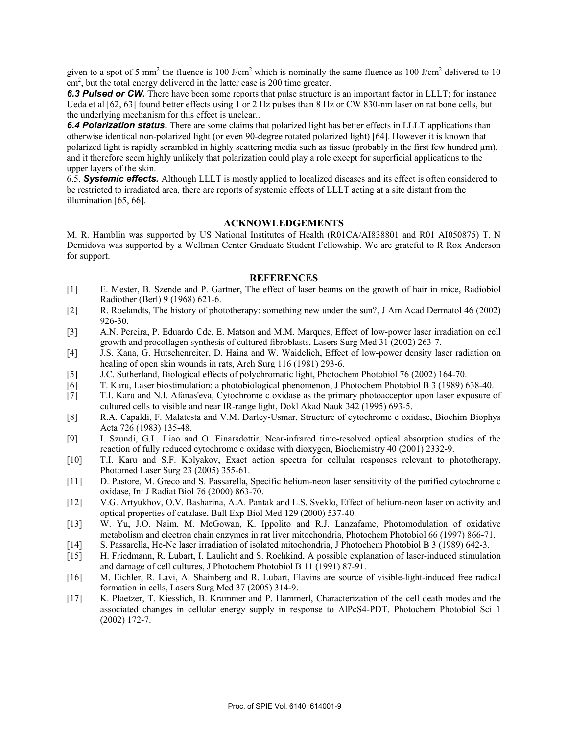given to a spot of 5 $mm^2$ the fluence is 100 J/$cm^2$ which is nominally the same fluence as 100 J/$cm^2$ delivered to 10 $cm^2$, but the total energy delivered in the latter case is 200 time greater.

***6.3 Pulsed or CW.*** There have been some reports that pulse structure is an important factor in LLLT; for instance Ueda et al [62, 63] found better effects using 1 or 2 Hz pulses than 8 Hz or CW 830-nm laser on rat bone cells, but the underlying mechanism for this effect is unclear..

***6.4 Polarization status.*** There are some claims that polarized light has better effects in LLLT applications than otherwise identical non-polarized light (or even 90-degree rotated polarized light) [64]. However it is known that polarized light is rapidly scrambled in highly scattering media such as tissue (probably in the first few hundred μm), and it therefore seem highly unlikely that polarization could play a role except for superficial applications to the upper layers of the skin.

6.5. ***Systemic effects.*** Although LLLT is mostly applied to localized diseases and its effect is often considered to be restricted to irradiated area, there are reports of systemic effects of LLLT acting at a site distant from the illumination [65, 66].

## ACKNOWLEDGEMENTS

M. R. Hamblin was supported by US National Institutes of Health (R01CA/AI838801 and R01 AI050875) T. N Demidova was supported by a Wellman Center Graduate Student Fellowship. We are grateful to R Rox Anderson for support.

## REFERENCES

[1] E. Mester, B. Szende and P. Gartner, The effect of laser beams on the growth of hair in mice, Radiobiol Radiother (Berl) 9 (1968) 621-6.

[2] R. Roelandts, The history of phototherapy: something new under the sun?, J Am Acad Dermatol 46 (2002) 926-30.

[3] A.N. Pereira, P. Eduardo Cde, E. Matson and M.M. Marques, Effect of low-power laser irradiation on cell growth and procollagen synthesis of cultured fibroblasts, Lasers Surg Med 31 (2002) 263-7.

[4] J.S. Kana, G. Hutschenreiter, D. Haina and W. Waidelich, Effect of low-power density laser radiation on healing of open skin wounds in rats, Arch Surg 116 (1981) 293-6.

[5] J.C. Sutherland, Biological effects of polychromatic light, Photochem Photobiol 76 (2002) 164-70.

[6] T. Karu, Laser biostimulation: a photobiological phenomenon, J Photochem Photobiol B 3 (1989) 638-40.

[7] T.I. Karu and N.I. Afanas'eva, Cytochrome c oxidase as the primary photoacceptor upon laser exposure of cultured cells to visible and near IR-range light, Dokl Akad Nauk 342 (1995) 693-5.

[8] R.A. Capaldi, F. Malatesta and V.M. Darley-Usmar, Structure of cytochrome c oxidase, Biochim Biophys Acta 726 (1983) 135-48.

[9] I. Szundi, G.L. Liao and O. Einarsdottir, Near-infrared time-resolved optical absorption studies of the reaction of fully reduced cytochrome c oxidase with dioxygen, Biochemistry 40 (2001) 2332-9.

[10] T.I. Karu and S.F. Kolyakov, Exact action spectra for cellular responses relevant to phototherapy, Photomed Laser Surg 23 (2005) 355-61.

[11] D. Pastore, M. Greco and S. Passarella, Specific helium-neon laser sensitivity of the purified cytochrome c oxidase, Int J Radiat Biol 76 (2000) 863-70.

[12] V.G. Artyukhov, O.V. Basharina, A.A. Pantak and L.S. Sveklo, Effect of helium-neon laser on activity and optical properties of catalase, Bull Exp Biol Med 129 (2000) 537-40.

[13] W. Yu, J.O. Naim, M. McGowan, K. Ippolito and R.J. Lanzafame, Photomodulation of oxidative metabolism and electron chain enzymes in rat liver mitochondria, Photochem Photobiol 66 (1997) 866-71.

[14] S. Passarella, He-Ne laser irradiation of isolated mitochondria, J Photochem Photobiol B 3 (1989) 642-3.

[15] H. Friedmann, R. Lubart, I. Laulicht and S. Rochkind, A possible explanation of laser-induced stimulation and damage of cell cultures, J Photochem Photobiol B 11 (1991) 87-91.

[16] M. Eichler, R. Lavi, A. Shainberg and R. Lubart, Flavins are source of visible-light-induced free radical formation in cells, Lasers Surg Med 37 (2005) 314-9.

[17] K. Plaetzer, T. Kiesslich, B. Krammer and P. Hammerl, Characterization of the cell death modes and the associated changes in cellular energy supply in response to AlPcS4-PDT, Photochem Photobiol Sci 1 (2002) 172-7.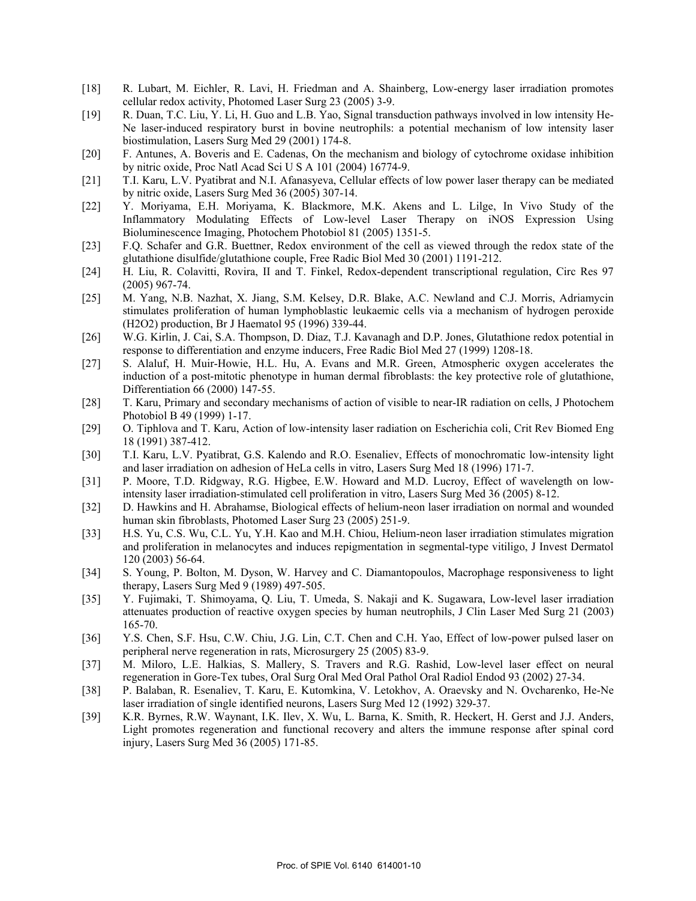[18] R. Lubart, M. Eichler, R. Lavi, H. Friedman and A. Shainberg, Low-energy laser irradiation promotes cellular redox activity, Photomed Laser Surg 23 (2005) 3-9.

[19] R. Duan, T.C. Liu, Y. Li, H. Guo and L.B. Yao, Signal transduction pathways involved in low intensity He-Ne laser-induced respiratory burst in bovine neutrophils: a potential mechanism of low intensity laser biostimulation, Lasers Surg Med 29 (2001) 174-8.

[20] F. Antunes, A. Boveris and E. Cadenas, On the mechanism and biology of cytochrome oxidase inhibition by nitric oxide, Proc Natl Acad Sci U S A 101 (2004) 16774-9.

[21] T.I. Karu, L.V. Pyatibrat and N.I. Afanasyeva, Cellular effects of low power laser therapy can be mediated by nitric oxide, Lasers Surg Med 36 (2005) 307-14.

[22] Y. Moriyama, E.H. Moriyama, K. Blackmore, M.K. Akens and L. Lilge, In Vivo Study of the Inflammatory Modulating Effects of Low-level Laser Therapy on iNOS Expression Using Bioluminescence Imaging, Photochem Photobiol 81 (2005) 1351-5.

[23] F.Q. Schafer and G.R. Buettner, Redox environment of the cell as viewed through the redox state of the glutathione disulfide/glutathione couple, Free Radic Biol Med 30 (2001) 1191-212.

[24] H. Liu, R. Colavitti, Rovira, II and T. Finkel, Redox-dependent transcriptional regulation, Circ Res 97 (2005) 967-74.

[25] M. Yang, N.B. Nazhat, X. Jiang, S.M. Kelsey, D.R. Blake, A.C. Newland and C.J. Morris, Adriamycin stimulates proliferation of human lymphoblastic leukaemic cells via a mechanism of hydrogen peroxide ($H_2O_2$) production, Br J Haematol 95 (1996) 339-44.

[26] W.G. Kirlin, J. Cai, S.A. Thompson, D. Diaz, T.J. Kavanagh and D.P. Jones, Glutathione redox potential in response to differentiation and enzyme inducers, Free Radic Biol Med 27 (1999) 1208-18.

[27] S. Alaluf, H. Muir-Howie, H.L. Hu, A. Evans and M.R. Green, Atmospheric oxygen accelerates the induction of a post-mitotic phenotype in human dermal fibroblasts: the key protective role of glutathione, Differentiation 66 (2000) 147-55.

[28] T. Karu, Primary and secondary mechanisms of action of visible to near-IR radiation on cells, J Photochem Photobiol B 49 (1999) 1-17.

[29] O. Tiphlova and T. Karu, Action of low-intensity laser radiation on Escherichia coli, Crit Rev Biomed Eng 18 (1991) 387-412.

[30] T.I. Karu, L.V. Pyatibrat, G.S. Kalendo and R.O. Esenaliev, Effects of monochromatic low-intensity light and laser irradiation on adhesion of HeLa cells in vitro, Lasers Surg Med 18 (1996) 171-7.

[31] P. Moore, T.D. Ridgway, R.G. Higbee, E.W. Howard and M.D. Lucroy, Effect of wavelength on low-intensity laser irradiation-stimulated cell proliferation in vitro, Lasers Surg Med 36 (2005) 8-12.

[32] D. Hawkins and H. Abrahamse, Biological effects of helium-neon laser irradiation on normal and wounded human skin fibroblasts, Photomed Laser Surg 23 (2005) 251-9.

[33] H.S. Yu, C.S. Wu, C.L. Yu, Y.H. Kao and M.H. Chiou, Helium-neon laser irradiation stimulates migration and proliferation in melanocytes and induces repigmentation in segmental-type vitiligo, J Invest Dermatol 120 (2003) 56-64.

[34] S. Young, P. Bolton, M. Dyson, W. Harvey and C. Diamantopoulos, Macrophage responsiveness to light therapy, Lasers Surg Med 9 (1989) 497-505.

[35] Y. Fujimaki, T. Shimoyama, Q. Liu, T. Umeda, S. Nakaji and K. Sugawara, Low-level laser irradiation attenuates production of reactive oxygen species by human neutrophils, J Clin Laser Med Surg 21 (2003) 165-70.

[36] Y.S. Chen, S.F. Hsu, C.W. Chiu, J.G. Lin, C.T. Chen and C.H. Yao, Effect of low-power pulsed laser on peripheral nerve regeneration in rats, Microsurgery 25 (2005) 83-9.

[37] M. Miloro, L.E. Halkias, S. Mallery, S. Travers and R.G. Rashid, Low-level laser effect on neural regeneration in Gore-Tex tubes, Oral Surg Oral Med Oral Pathol Oral Radiol Endod 93 (2002) 27-34.

[38] P. Balaban, R. Esenaliev, T. Karu, E. Kutomkina, V. Letokhov, A. Oraevsky and N. Ovcharenko, He-Ne laser irradiation of single identified neurons, Lasers Surg Med 12 (1992) 329-37.

[39] K.R. Byrnes, R.W. Waynant, I.K. Ilev, X. Wu, L. Barna, K. Smith, R. Heckert, H. Gerst and J.J. Anders, Light promotes regeneration and functional recovery and alters the immune response after spinal cord injury, Lasers Surg Med 36 (2005) 171-85.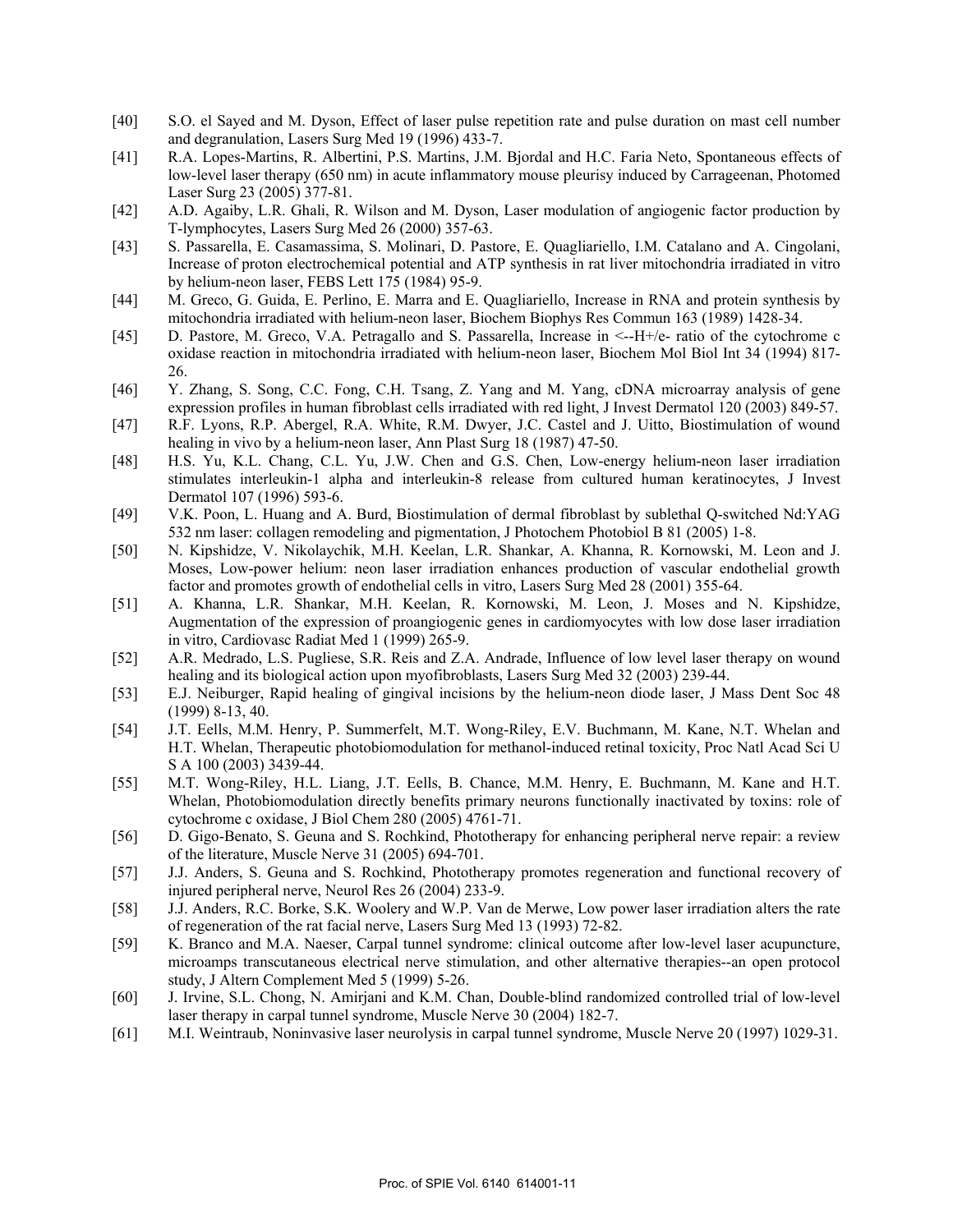[40] S.O. el Sayed and M. Dyson, Effect of laser pulse repetition rate and pulse duration on mast cell number and degranulation, Lasers Surg Med 19 (1996) 433-7.

[41] R.A. Lopes-Martins, R. Albertini, P.S. Martins, J.M. Bjordal and H.C. Faria Neto, Spontaneous effects of low-level laser therapy (650 nm) in acute inflammatory mouse pleurisy induced by Carrageenan, Photomed Laser Surg 23 (2005) 377-81.

[42] A.D. Agaiby, L.R. Ghali, R. Wilson and M. Dyson, Laser modulation of angiogenic factor production by T-lymphocytes, Lasers Surg Med 26 (2000) 357-63.

[43] S. Passarella, E. Casamassima, S. Molinari, D. Pastore, E. Quagliariello, I.M. Catalano and A. Cingolani, Increase of proton electrochemical potential and ATP synthesis in rat liver mitochondria irradiated in vitro by helium-neon laser, FEBS Lett 175 (1984) 95-9.

[44] M. Greco, G. Guida, E. Perlino, E. Marra and E. Quagliariello, Increase in RNA and protein synthesis by mitochondria irradiated with helium-neon laser, Biochem Biophys Res Commun 163 (1989) 1428-34.

[45] D. Pastore, M. Greco, V.A. Petragallo and S. Passarella, Increase in <--H+/e- ratio of the cytochrome c oxidase reaction in mitochondria irradiated with helium-neon laser, Biochem Mol Biol Int 34 (1994) 817-26.

[46] Y. Zhang, S. Song, C.C. Fong, C.H. Tsang, Z. Yang and M. Yang, cDNA microarray analysis of gene expression profiles in human fibroblast cells irradiated with red light, J Invest Dermatol 120 (2003) 849-57.

[47] R.F. Lyons, R.P. Abergel, R.A. White, R.M. Dwyer, J.C. Castel and J. Uitto, Biostimulation of wound healing in vivo by a helium-neon laser, Ann Plast Surg 18 (1987) 47-50.

[48] H.S. Yu, K.L. Chang, C.L. Yu, J.W. Chen and G.S. Chen, Low-energy helium-neon laser irradiation stimulates interleukin-1 alpha and interleukin-8 release from cultured human keratinocytes, J Invest Dermatol 107 (1996) 593-6.

[49] V.K. Poon, L. Huang and A. Burd, Biostimulation of dermal fibroblast by sublethal Q-switched Nd:YAG 532 nm laser: collagen remodeling and pigmentation, J Photochem Photobiol B 81 (2005) 1-8.

[50] N. Kipshidze, V. Nikolaychik, M.H. Keelan, L.R. Shankar, A. Khanna, R. Kornowski, M. Leon and J. Moses, Low-power helium: neon laser irradiation enhances production of vascular endothelial growth factor and promotes growth of endothelial cells in vitro, Lasers Surg Med 28 (2001) 355-64.

[51] A. Khanna, L.R. Shankar, M.H. Keelan, R. Kornowski, M. Leon, J. Moses and N. Kipshidze, Augmentation of the expression of proangiogenic genes in cardiomyocytes with low dose laser irradiation in vitro, Cardiovasc Radiat Med 1 (1999) 265-9.

[52] A.R. Medrado, L.S. Pugliese, S.R. Reis and Z.A. Andrade, Influence of low level laser therapy on wound healing and its biological action upon myofibroblasts, Lasers Surg Med 32 (2003) 239-44.

[53] E.J. Neiburger, Rapid healing of gingival incisions by the helium-neon diode laser, J Mass Dent Soc 48 (1999) 8-13, 40.

[54] J.T. Eells, M.M. Henry, P. Summerfelt, M.T. Wong-Riley, E.V. Buchmann, M. Kane, N.T. Whelan and H.T. Whelan, Therapeutic photobiomodulation for methanol-induced retinal toxicity, Proc Natl Acad Sci U S A 100 (2003) 3439-44.

[55] M.T. Wong-Riley, H.L. Liang, J.T. Eells, B. Chance, M.M. Henry, E. Buchmann, M. Kane and H.T. Whelan, Photobiomodulation directly benefits primary neurons functionally inactivated by toxins: role of cytochrome c oxidase, J Biol Chem 280 (2005) 4761-71.

[56] D. Gigo-Benato, S. Geuna and S. Rochkind, Phototherapy for enhancing peripheral nerve repair: a review of the literature, Muscle Nerve 31 (2005) 694-701.

[57] J.J. Anders, S. Geuna and S. Rochkind, Phototherapy promotes regeneration and functional recovery of injured peripheral nerve, Neurol Res 26 (2004) 233-9.

[58] J.J. Anders, R.C. Borke, S.K. Woolery and W.P. Van de Merwe, Low power laser irradiation alters the rate of regeneration of the rat facial nerve, Lasers Surg Med 13 (1993) 72-82.

[59] K. Branco and M.A. Naeser, Carpal tunnel syndrome: clinical outcome after low-level laser acupuncture, microamps transcutaneous electrical nerve stimulation, and other alternative therapies--an open protocol study, J Altern Complement Med 5 (1999) 5-26.

[60] J. Irvine, S.L. Chong, N. Amirjani and K.M. Chan, Double-blind randomized controlled trial of low-level laser therapy in carpal tunnel syndrome, Muscle Nerve 30 (2004) 182-7.

[61] M.I. Weintraub, Noninvasive laser neurolysis in carpal tunnel syndrome, Muscle Nerve 20 (1997) 1029-31.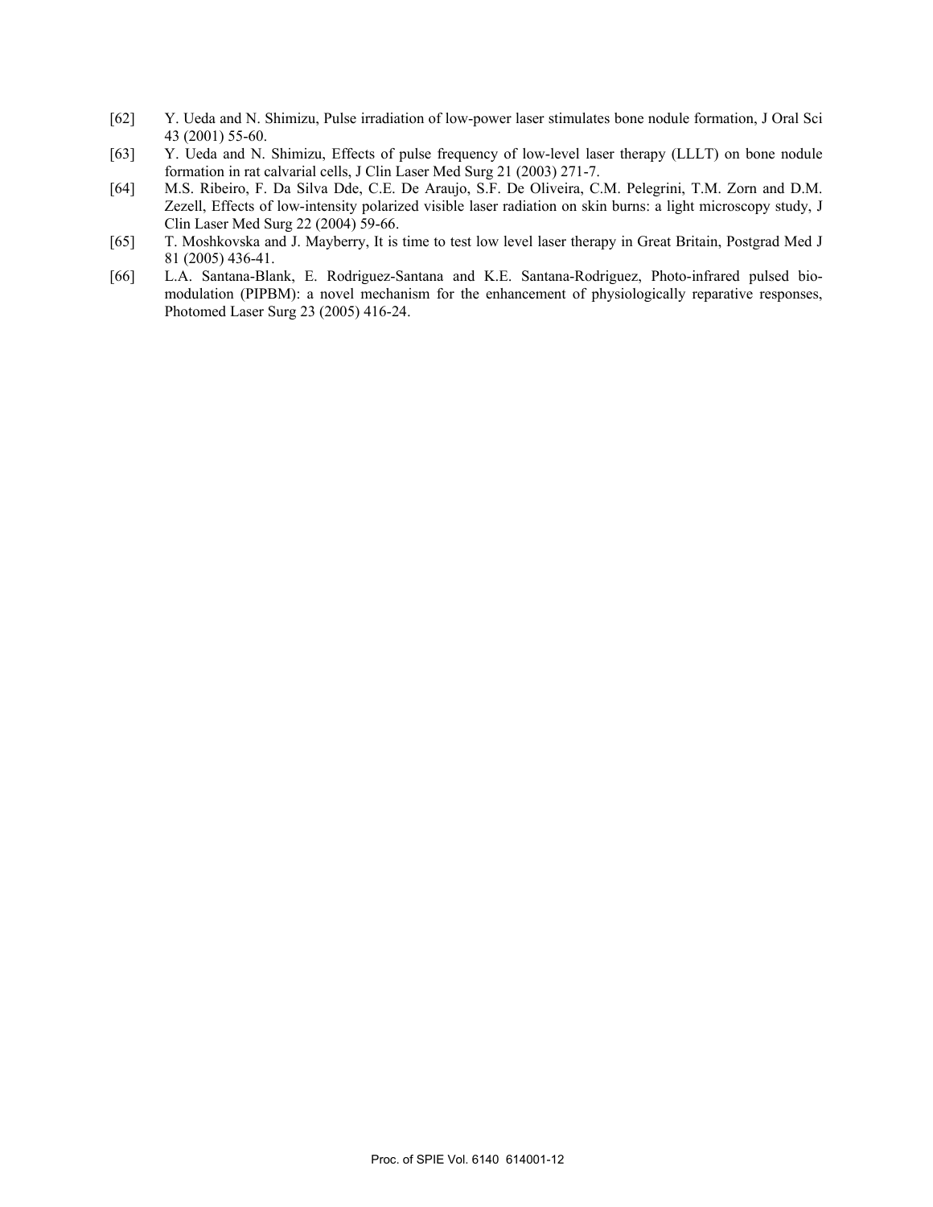[62] Y. Ueda and N. Shimizu, Pulse irradiation of low-power laser stimulates bone nodule formation, J Oral Sci 43 (2001) 55-60.

[63] Y. Ueda and N. Shimizu, Effects of pulse frequency of low-level laser therapy (LLLT) on bone nodule formation in rat calvarial cells, J Clin Laser Med Surg 21 (2003) 271-7.

[64] M.S. Ribeiro, F. Da Silva Dde, C.E. De Araujo, S.F. De Oliveira, C.M. Pelegrini, T.M. Zorn and D.M. Zezell, Effects of low-intensity polarized visible laser radiation on skin burns: a light microscopy study, J Clin Laser Med Surg 22 (2004) 59-66.

[65] T. Moshkovska and J. Mayberry, It is time to test low level laser therapy in Great Britain, Postgrad Med J 81 (2005) 436-41.

[66] L.A. Santana-Blank, E. Rodriguez-Santana and K.E. Santana-Rodriguez, Photo-infrared pulsed bio-modulation (PIPBM): a novel mechanism for the enhancement of physiologically reparative responses, Photomed Laser Surg 23 (2005) 416-24.